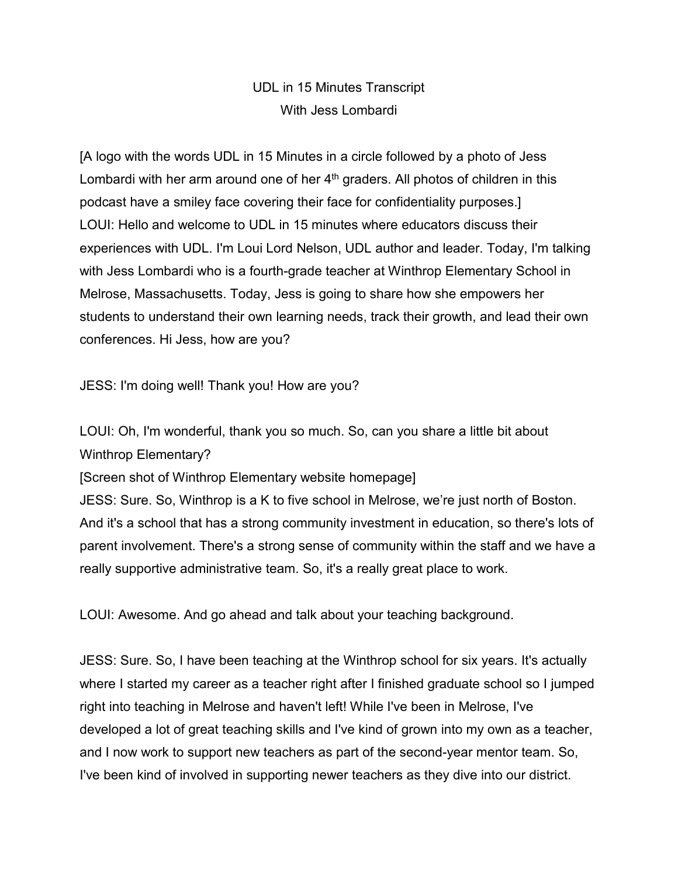# UDL in 15 Minutes Transcript
## With Jess Lombardi

[A logo with the words UDL in 15 Minutes in a circle followed by a photo of Jess Lombardi with her arm around one of her 4th graders. All photos of children in this podcast have a smiley face covering their face for confidentiality purposes.]

LOUI: Hello and welcome to UDL in 15 minutes where educators discuss their experiences with UDL. I'm Loui Lord Nelson, UDL author and leader. Today, I'm talking with Jess Lombardi who is a fourth-grade teacher at Winthrop Elementary School in Melrose, Massachusetts. Today, Jess is going to share how she empowers her students to understand their own learning needs, track their growth, and lead their own conferences. Hi Jess, how are you?

JESS: I'm doing well! Thank you! How are you?

LOUI: Oh, I'm wonderful, thank you so much. So, can you share a little bit about Winthrop Elementary?

[Screen shot of Winthrop Elementary website homepage]

JESS: Sure. So, Winthrop is a K to five school in Melrose, we're just north of Boston. And it's a school that has a strong community investment in education, so there's lots of parent involvement. There's a strong sense of community within the staff and we have a really supportive administrative team. So, it's a really great place to work.

LOUI: Awesome. And go ahead and talk about your teaching background.

JESS: Sure. So, I have been teaching at the Winthrop school for six years. It's actually where I started my career as a teacher right after I finished graduate school so I jumped right into teaching in Melrose and haven't left! While I've been in Melrose, I've developed a lot of great teaching skills and I've kind of grown into my own as a teacher, and I now work to support new teachers as part of the second-year mentor team. So, I've been kind of involved in supporting newer teachers as they dive into our district.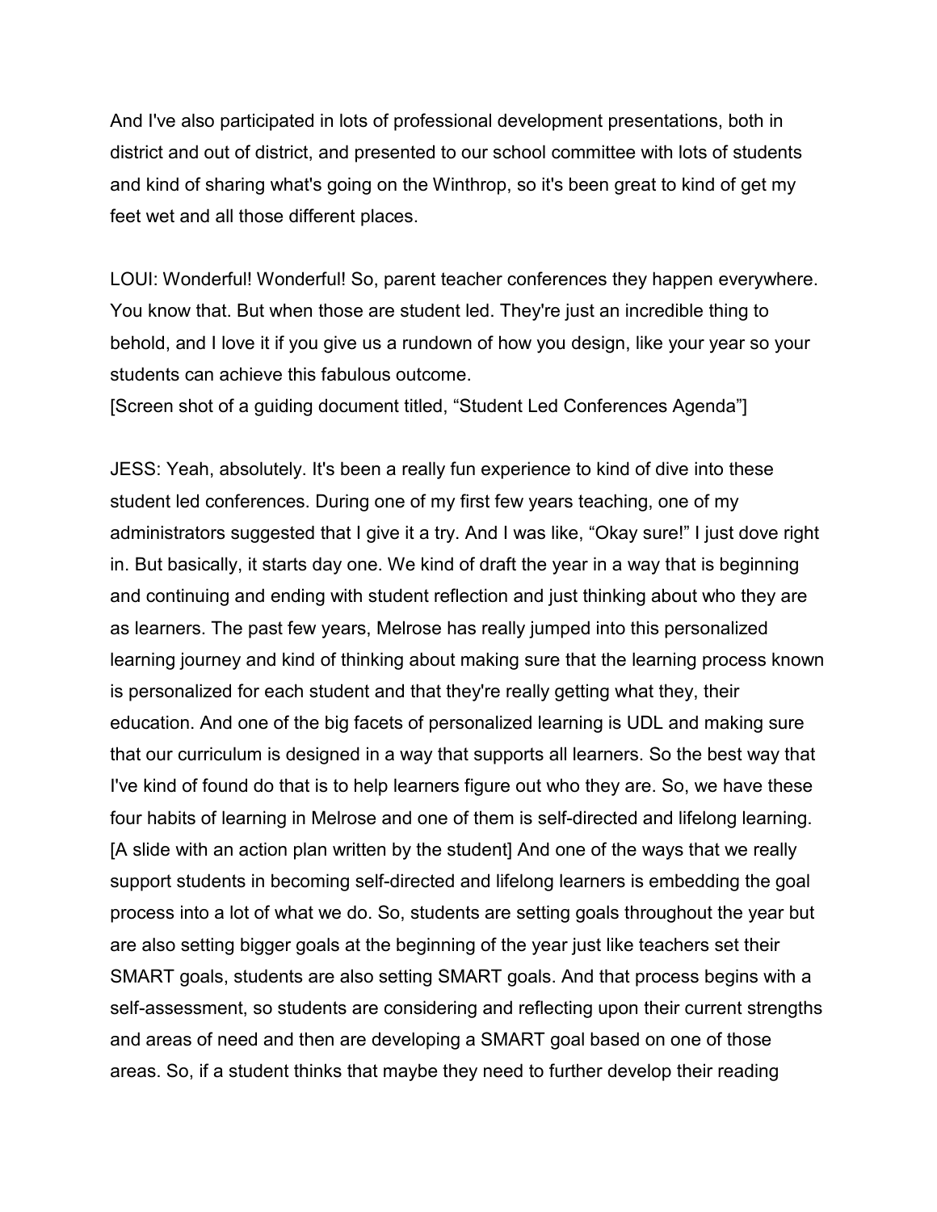And I've also participated in lots of professional development presentations, both in district and out of district, and presented to our school committee with lots of students and kind of sharing what's going on the Winthrop, so it's been great to kind of get my feet wet and all those different places.

LOUI: Wonderful! Wonderful! So, parent teacher conferences they happen everywhere. You know that. But when those are student led. They're just an incredible thing to behold, and I love it if you give us a rundown of how you design, like your year so your students can achieve this fabulous outcome.
[Screen shot of a guiding document titled, "Student Led Conferences Agenda"]

JESS: Yeah, absolutely. It's been a really fun experience to kind of dive into these student led conferences. During one of my first few years teaching, one of my administrators suggested that I give it a try. And I was like, "Okay sure!" I just dove right in. But basically, it starts day one. We kind of draft the year in a way that is beginning and continuing and ending with student reflection and just thinking about who they are as learners. The past few years, Melrose has really jumped into this personalized learning journey and kind of thinking about making sure that the learning process known is personalized for each student and that they're really getting what they, their education. And one of the big facets of personalized learning is UDL and making sure that our curriculum is designed in a way that supports all learners. So the best way that I've kind of found do that is to help learners figure out who they are. So, we have these four habits of learning in Melrose and one of them is self-directed and lifelong learning. [A slide with an action plan written by the student] And one of the ways that we really support students in becoming self-directed and lifelong learners is embedding the goal process into a lot of what we do. So, students are setting goals throughout the year but are also setting bigger goals at the beginning of the year just like teachers set their SMART goals, students are also setting SMART goals. And that process begins with a self-assessment, so students are considering and reflecting upon their current strengths and areas of need and then are developing a SMART goal based on one of those areas. So, if a student thinks that maybe they need to further develop their reading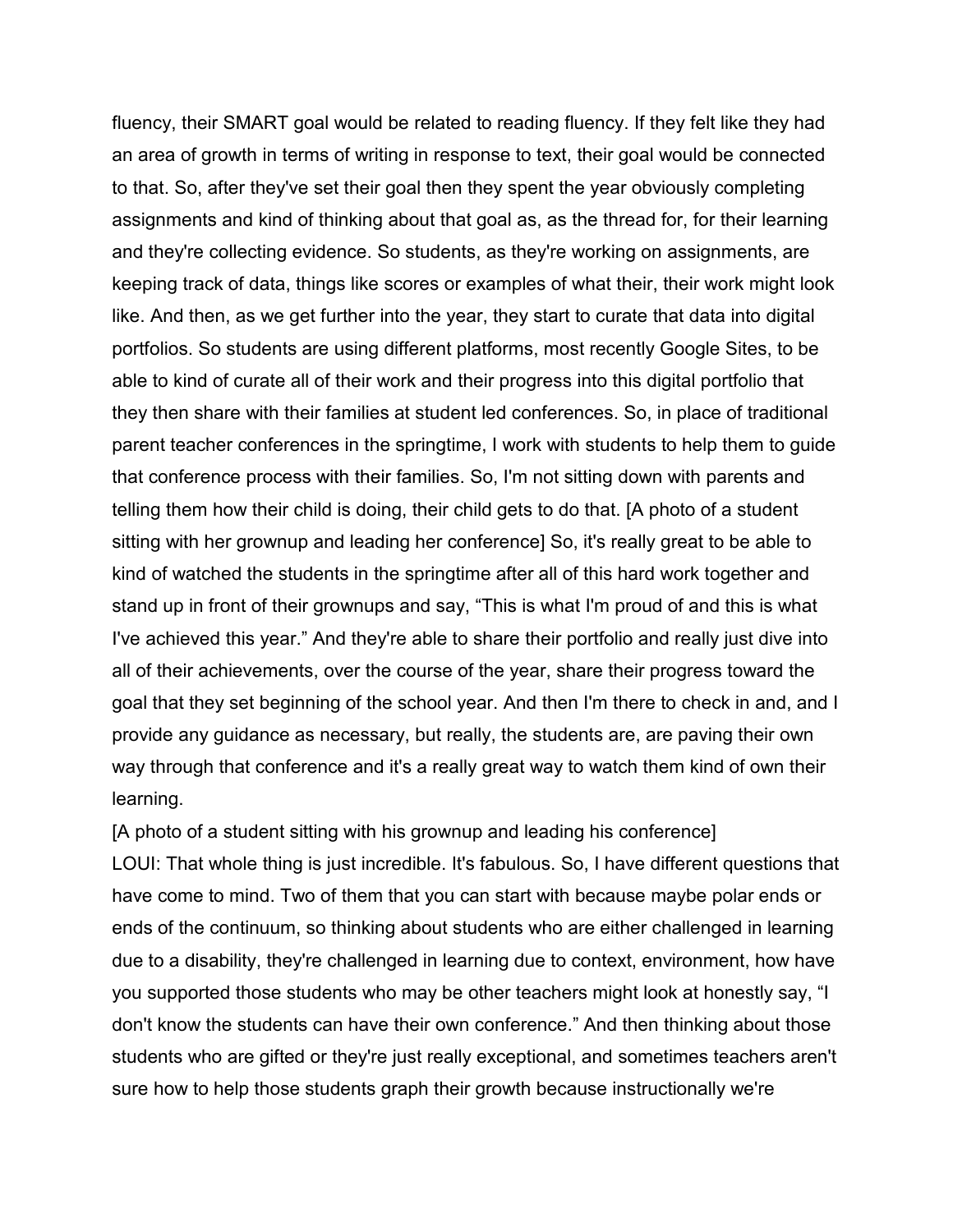fluency, their SMART goal would be related to reading fluency. If they felt like they had an area of growth in terms of writing in response to text, their goal would be connected to that. So, after they've set their goal then they spent the year obviously completing assignments and kind of thinking about that goal as, as the thread for, for their learning and they're collecting evidence. So students, as they're working on assignments, are keeping track of data, things like scores or examples of what their, their work might look like. And then, as we get further into the year, they start to curate that data into digital portfolios. So students are using different platforms, most recently Google Sites, to be able to kind of curate all of their work and their progress into this digital portfolio that they then share with their families at student led conferences. So, in place of traditional parent teacher conferences in the springtime, I work with students to help them to guide that conference process with their families. So, I'm not sitting down with parents and telling them how their child is doing, their child gets to do that. [A photo of a student sitting with her grownup and leading her conference] So, it's really great to be able to kind of watched the students in the springtime after all of this hard work together and stand up in front of their grownups and say, "This is what I'm proud of and this is what I've achieved this year." And they're able to share their portfolio and really just dive into all of their achievements, over the course of the year, share their progress toward the goal that they set beginning of the school year. And then I'm there to check in and, and I provide any guidance as necessary, but really, the students are, are paving their own way through that conference and it's a really great way to watch them kind of own their learning.

[A photo of a student sitting with his grownup and leading his conference]

LOUI: That whole thing is just incredible. It's fabulous. So, I have different questions that have come to mind. Two of them that you can start with because maybe polar ends or ends of the continuum, so thinking about students who are either challenged in learning due to a disability, they're challenged in learning due to context, environment, how have you supported those students who may be other teachers might look at honestly say, "I don't know the students can have their own conference." And then thinking about those students who are gifted or they're just really exceptional, and sometimes teachers aren't sure how to help those students graph their growth because instructionally we're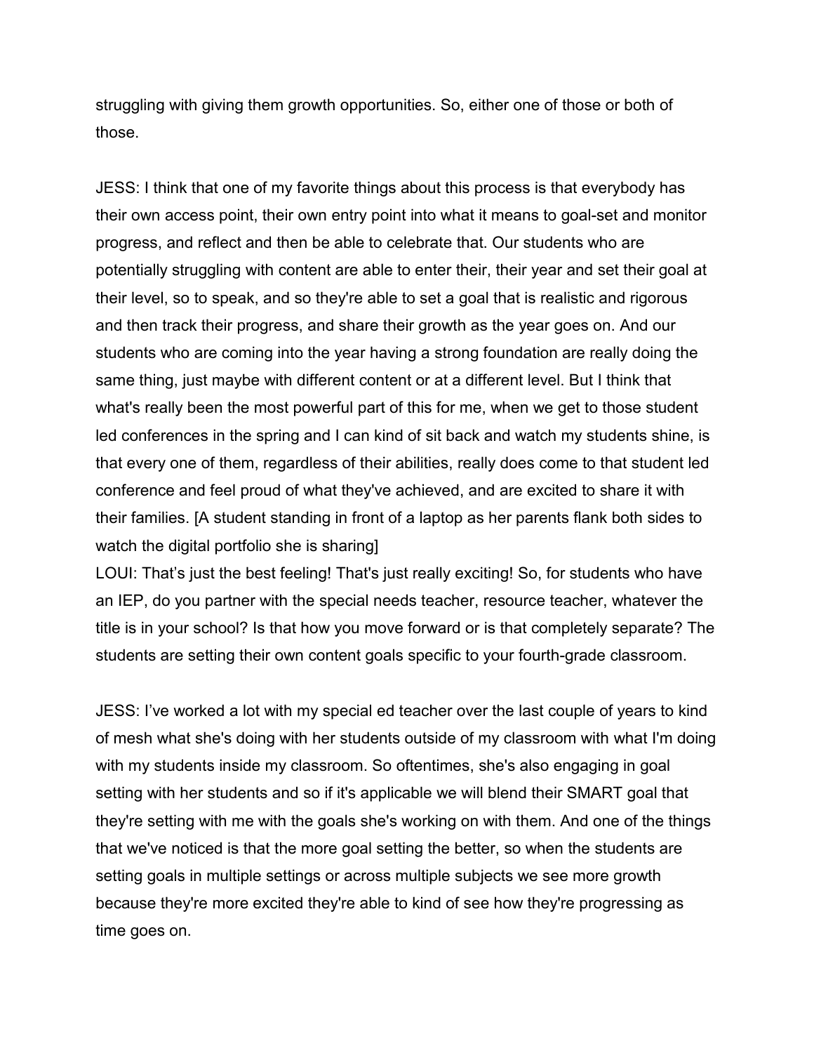struggling with giving them growth opportunities. So, either one of those or both of those.

JESS: I think that one of my favorite things about this process is that everybody has their own access point, their own entry point into what it means to goal-set and monitor progress, and reflect and then be able to celebrate that. Our students who are potentially struggling with content are able to enter their, their year and set their goal at their level, so to speak, and so they're able to set a goal that is realistic and rigorous and then track their progress, and share their growth as the year goes on. And our students who are coming into the year having a strong foundation are really doing the same thing, just maybe with different content or at a different level. But I think that what's really been the most powerful part of this for me, when we get to those student led conferences in the spring and I can kind of sit back and watch my students shine, is that every one of them, regardless of their abilities, really does come to that student led conference and feel proud of what they've achieved, and are excited to share it with their families. [A student standing in front of a laptop as her parents flank both sides to watch the digital portfolio she is sharing]

LOUI: That's just the best feeling! That's just really exciting! So, for students who have an IEP, do you partner with the special needs teacher, resource teacher, whatever the title is in your school? Is that how you move forward or is that completely separate? The students are setting their own content goals specific to your fourth-grade classroom.

JESS: I've worked a lot with my special ed teacher over the last couple of years to kind of mesh what she's doing with her students outside of my classroom with what I'm doing with my students inside my classroom. So oftentimes, she's also engaging in goal setting with her students and so if it's applicable we will blend their SMART goal that they're setting with me with the goals she's working on with them. And one of the things that we've noticed is that the more goal setting the better, so when the students are setting goals in multiple settings or across multiple subjects we see more growth because they're more excited they're able to kind of see how they're progressing as time goes on.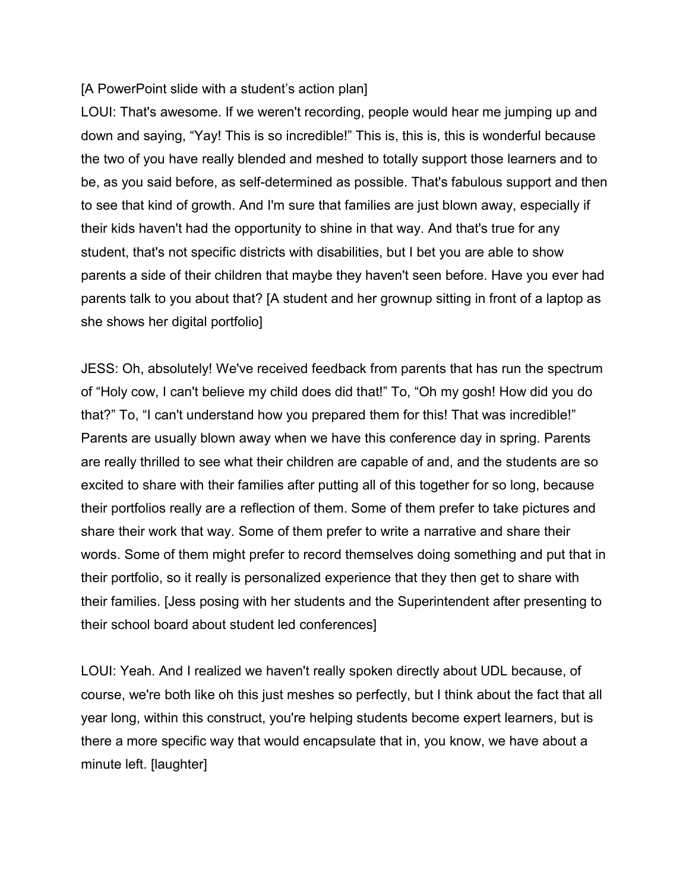[A PowerPoint slide with a student's action plan]

LOUI: That's awesome. If we weren't recording, people would hear me jumping up and down and saying, "Yay! This is so incredible!" This is, this is, this is wonderful because the two of you have really blended and meshed to totally support those learners and to be, as you said before, as self-determined as possible. That's fabulous support and then to see that kind of growth. And I'm sure that families are just blown away, especially if their kids haven't had the opportunity to shine in that way. And that's true for any student, that's not specific districts with disabilities, but I bet you are able to show parents a side of their children that maybe they haven't seen before. Have you ever had parents talk to you about that? [A student and her grownup sitting in front of a laptop as she shows her digital portfolio]

JESS: Oh, absolutely! We've received feedback from parents that has run the spectrum of "Holy cow, I can't believe my child does did that!" To, "Oh my gosh! How did you do that?" To, "I can't understand how you prepared them for this! That was incredible!" Parents are usually blown away when we have this conference day in spring. Parents are really thrilled to see what their children are capable of and, and the students are so excited to share with their families after putting all of this together for so long, because their portfolios really are a reflection of them. Some of them prefer to take pictures and share their work that way. Some of them prefer to write a narrative and share their words. Some of them might prefer to record themselves doing something and put that in their portfolio, so it really is personalized experience that they then get to share with their families. [Jess posing with her students and the Superintendent after presenting to their school board about student led conferences]

LOUI: Yeah. And I realized we haven't really spoken directly about UDL because, of course, we're both like oh this just meshes so perfectly, but I think about the fact that all year long, within this construct, you're helping students become expert learners, but is there a more specific way that would encapsulate that in, you know, we have about a minute left. [laughter]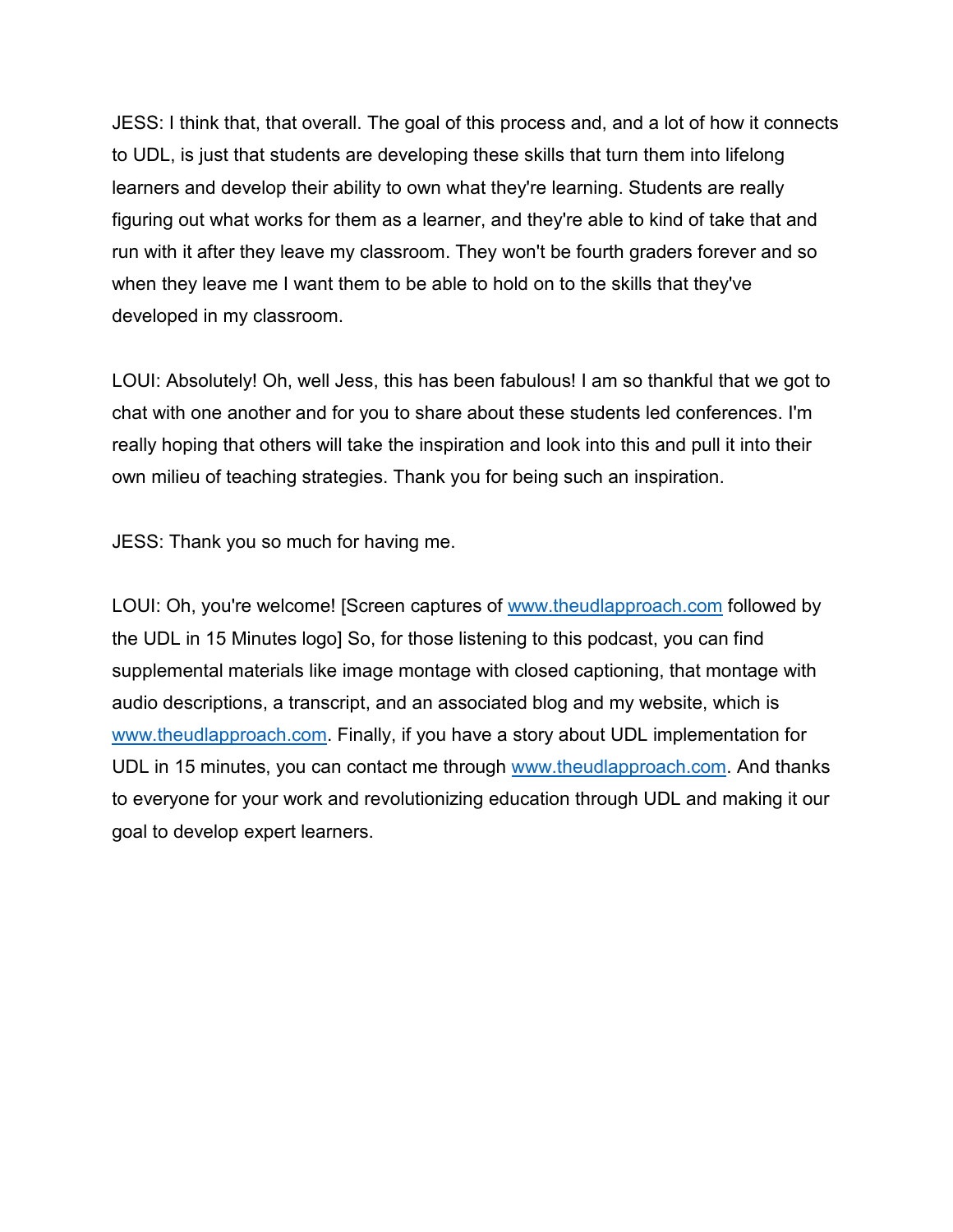JESS: I think that, that overall. The goal of this process and, and a lot of how it connects to UDL, is just that students are developing these skills that turn them into lifelong learners and develop their ability to own what they're learning. Students are really figuring out what works for them as a learner, and they're able to kind of take that and run with it after they leave my classroom. They won't be fourth graders forever and so when they leave me I want them to be able to hold on to the skills that they've developed in my classroom.

LOUI: Absolutely! Oh, well Jess, this has been fabulous! I am so thankful that we got to chat with one another and for you to share about these students led conferences. I'm really hoping that others will take the inspiration and look into this and pull it into their own milieu of teaching strategies. Thank you for being such an inspiration.

JESS: Thank you so much for having me.

LOUI: Oh, you're welcome! [Screen captures of [www.theudlapproach.com](http://www.theudlapproach.com) followed by the UDL in 15 Minutes logo] So, for those listening to this podcast, you can find supplemental materials like image montage with closed captioning, that montage with audio descriptions, a transcript, and an associated blog and my website, which is [www.theudlapproach.com](http://www.theudlapproach.com). Finally, if you have a story about UDL implementation for UDL in 15 minutes, you can contact me through [www.theudlapproach.com](http://www.theudlapproach.com). And thanks to everyone for your work and revolutionizing education through UDL and making it our goal to develop expert learners.